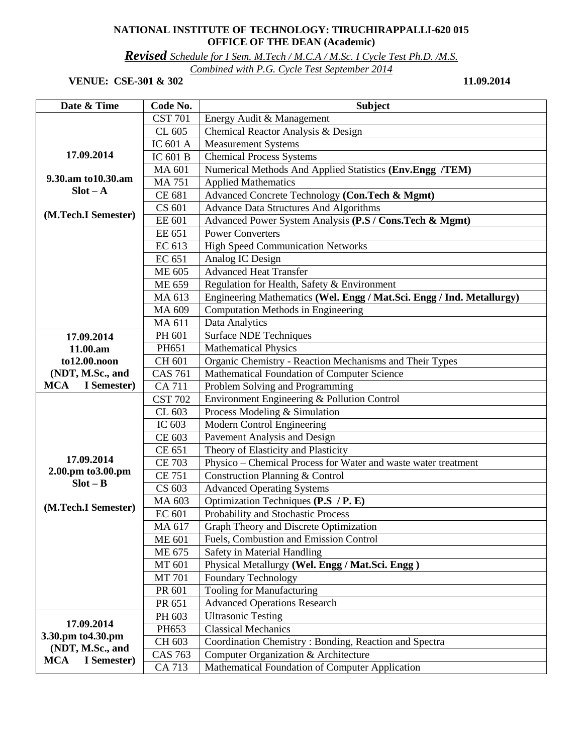**NATIONAL INSTITUTE OF TECHNOLOGY: TIRUCHIRAPPALLI-620 015**
**OFFICE OF THE DEAN (Academic)**

***Revised*** *Schedule for I Sem. M.Tech / M.C.A / M.Sc. I Cycle Test Ph.D. /M.S. Combined with P.G. Cycle Test September 2014*

**VENUE: CSE-301 & 302** **11.09.2014**

| Date & Time | Code No. | Subject |
|---|---|---|
| **17.09.2014**<br><br>**9.30.am to10.30.am**<br>**Slot – A**<br><br>**(M.Tech.I Semester)** | CST 701 | Energy Audit & Management |
| | CL 605 | Chemical Reactor Analysis & Design |
| | IC 601 A | Measurement Systems |
| | IC 601 B | Chemical Process Systems |
| | MA 601 | Numerical Methods And Applied Statistics **(Env.Engg /TEM)** |
| | MA 751 | Applied Mathematics |
| | CE 681 | Advanced Concrete Technology **(Con.Tech & Mgmt)** |
| | CS 601 | Advance Data Structures And Algorithms |
| | EE 601 | Advanced Power System Analysis **(P.S / Cons.Tech & Mgmt)** |
| | EE 651 | Power Converters |
| | EC 613 | High Speed Communication Networks |
| | EC 651 | Analog IC Design |
| | ME 605 | Advanced Heat Transfer |
| | ME 659 | Regulation for Health, Safety & Environment |
| | MA 613 | Engineering Mathematics **(Wel. Engg / Mat.Sci. Engg / Ind. Metallurgy)** |
| | MA 609 | Computation Methods in Engineering |
| | MA 611 | Data Analytics |
| **17.09.2014**<br>**11.00.am to12.00.noon**<br>**(NDT, M.Sc., and MCA I Semester)** | PH 601 | Surface NDE Techniques |
| | PH651 | Mathematical Physics |
| | CH 601 | Organic Chemistry - Reaction Mechanisms and Their Types |
| | CAS 761 | Mathematical Foundation of Computer Science |
| | CA 711 | Problem Solving and Programming |
| **17.09.2014**<br>**2.00.pm to3.00.pm**<br>**Slot – B**<br><br>**(M.Tech.I Semester)** | CST 702 | Environment Engineering & Pollution Control |
| | CL 603 | Process Modeling & Simulation |
| | IC 603 | Modern Control Engineering |
| | CE 603 | Pavement Analysis and Design |
| | CE 651 | Theory of Elasticity and Plasticity |
| | CE 703 | Physico – Chemical Process for Water and waste water treatment |
| | CE 751 | Construction Planning & Control |
| | CS 603 | Advanced Operating Systems |
| | MA 603 | Optimization Techniques **(P.S / P. E)** |
| | EC 601 | Probability and Stochastic Process |
| | MA 617 | Graph Theory and Discrete Optimization |
| | ME 601 | Fuels, Combustion and Emission Control |
| | ME 675 | Safety in Material Handling |
| | MT 601 | Physical Metallurgy **(Wel. Engg / Mat.Sci. Engg )** |
| | MT 701 | Foundary Technology |
| | PR 601 | Tooling for Manufacturing |
| | PR 651 | Advanced Operations Research |
| **17.09.2014**<br>**3.30.pm to4.30.pm**<br>**(NDT, M.Sc., and MCA I Semester)** | PH 603 | Ultrasonic Testing |
| | PH653 | Classical Mechanics |
| | CH 603 | Coordination Chemistry : Bonding, Reaction and Spectra |
| | CAS 763 | Computer Organization & Architecture |
| | CA 713 | Mathematical Foundation of Computer Application |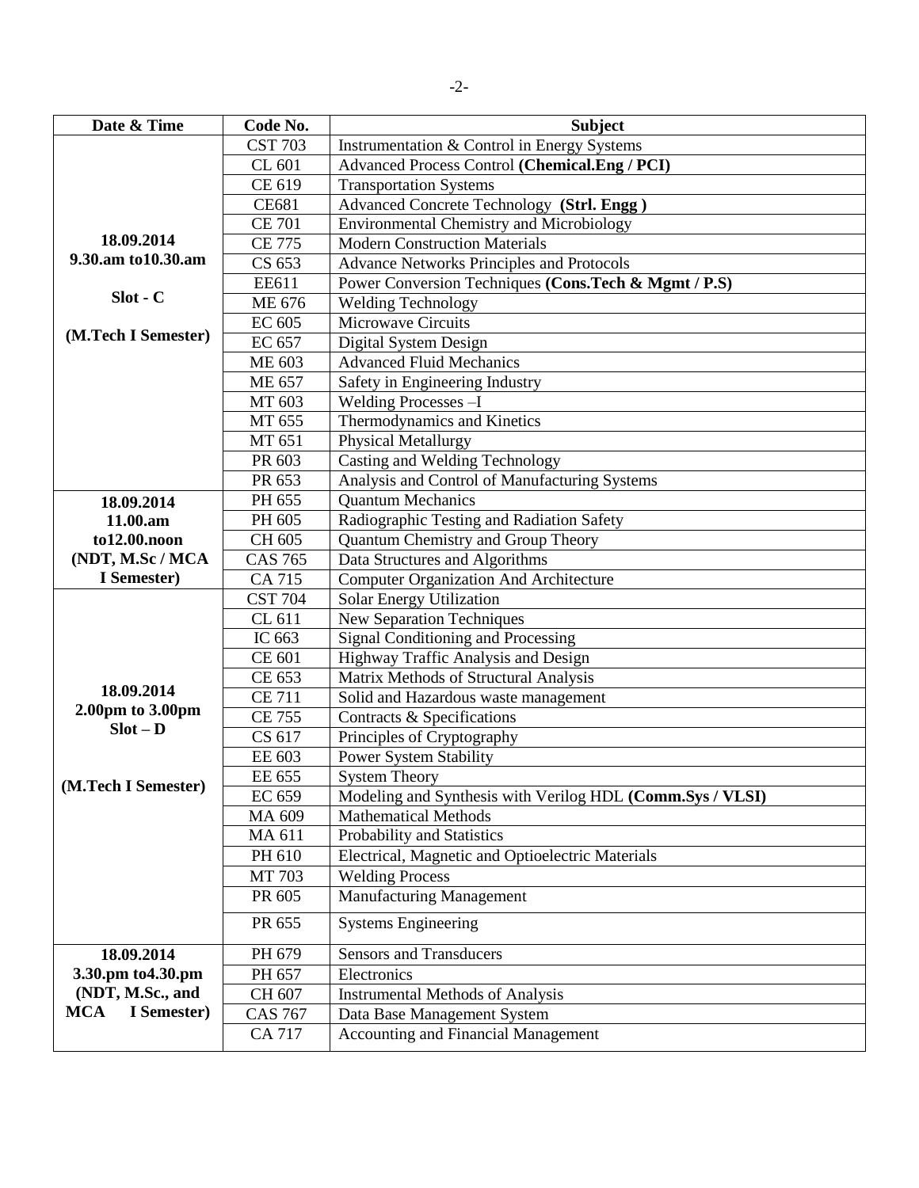| Date & Time | Code No. | Subject |
| --- | --- | --- |
| **18.09.2014 9.30.am to10.30.am Slot - C (M.Tech I Semester)** | CST 703 | Instrumentation & Control in Energy Systems |
| | CL 601 | Advanced Process Control **(Chemical.Eng / PCI)** |
| | CE 619 | Transportation Systems |
| | CE681 | Advanced Concrete Technology **(Strl. Engg )** |
| | CE 701 | Environmental Chemistry and Microbiology |
| | CE 775 | Modern Construction Materials |
| | CS 653 | Advance Networks Principles and Protocols |
| | EE611 | Power Conversion Techniques **(Cons.Tech & Mgmt / P.S)** |
| | ME 676 | Welding Technology |
| | EC 605 | Microwave Circuits |
| | EC 657 | Digital System Design |
| | ME 603 | Advanced Fluid Mechanics |
| | ME 657 | Safety in Engineering Industry |
| | MT 603 | Welding Processes –I |
| | MT 655 | Thermodynamics and Kinetics |
| | MT 651 | Physical Metallurgy |
| | PR 603 | Casting and Welding Technology |
| | PR 653 | Analysis and Control of Manufacturing Systems |
| **18.09.2014 11.00.am to12.00.noon (NDT, M.Sc / MCA I Semester)** | PH 655 | Quantum Mechanics |
| | PH 605 | Radiographic Testing and Radiation Safety |
| | CH 605 | Quantum Chemistry and Group Theory |
| | CAS 765 | Data Structures and Algorithms |
| | CA 715 | Computer Organization And Architecture |
| **18.09.2014 2.00pm to 3.00pm Slot – D (M.Tech I Semester)** | CST 704 | Solar Energy Utilization |
| | CL 611 | New Separation Techniques |
| | IC 663 | Signal Conditioning and Processing |
| | CE 601 | Highway Traffic Analysis and Design |
| | CE 653 | Matrix Methods of Structural Analysis |
| | CE 711 | Solid and Hazardous waste management |
| | CE 755 | Contracts & Specifications |
| | CS 617 | Principles of Cryptography |
| | EE 603 | Power System Stability |
| | EE 655 | System Theory |
| | EC 659 | Modeling and Synthesis with Verilog HDL **(Comm.Sys / VLSI)** |
| | MA 609 | Mathematical Methods |
| | MA 611 | Probability and Statistics |
| | PH 610 | Electrical, Magnetic and Optioelectric Materials |
| | MT 703 | Welding Process |
| | PR 605 | Manufacturing Management |
| | PR 655 | Systems Engineering |
| **18.09.2014 3.30.pm to4.30.pm (NDT, M.Sc., and MCA I Semester)** | PH 679 | Sensors and Transducers |
| | PH 657 | Electronics |
| | CH 607 | Instrumental Methods of Analysis |
| | CAS 767 | Data Base Management System |
| | CA 717 | Accounting and Financial Management |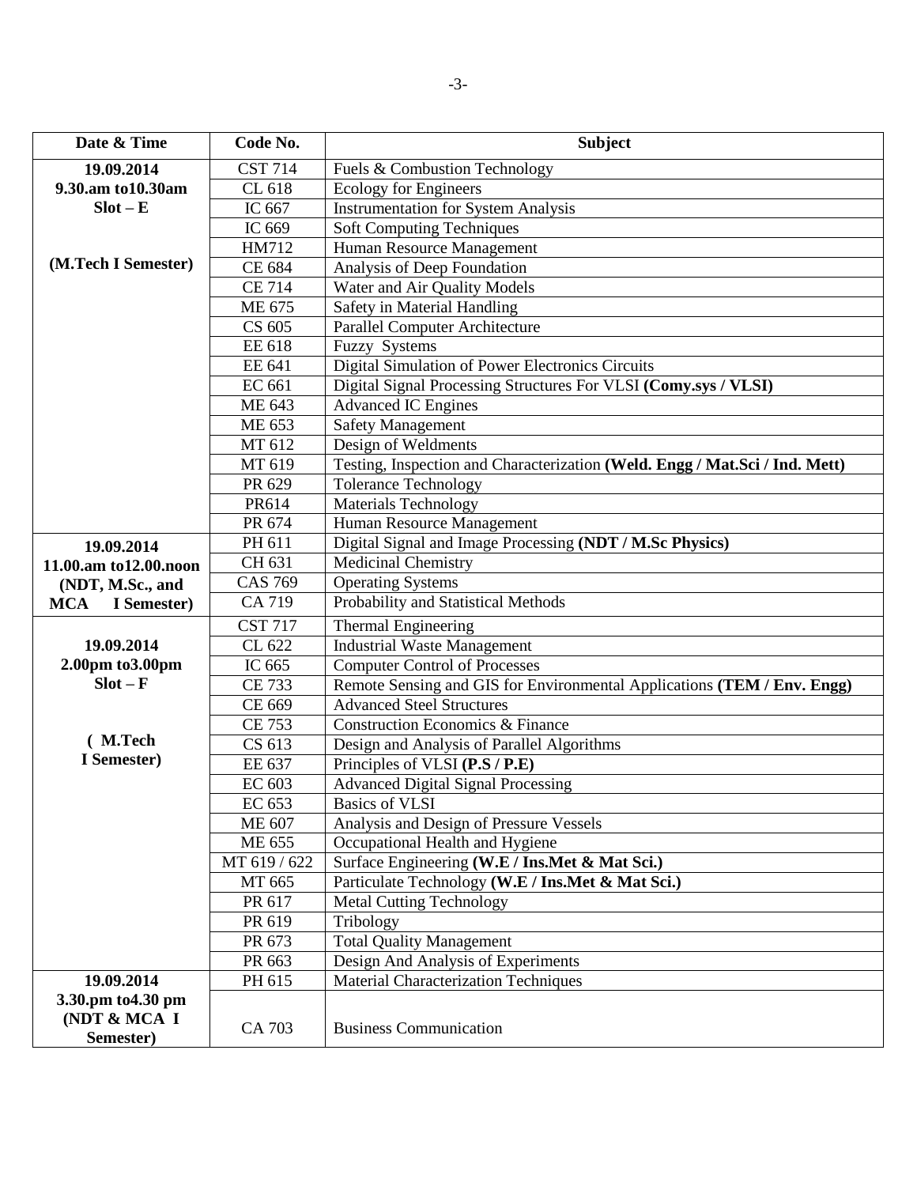| Date & Time | Code No. | Subject |
|---|---|---|
| **19.09.2014 9.30.am to10.30am Slot – E (M.Tech I Semester)** | CST 714 | Fuels & Combustion Technology |
| | CL 618 | Ecology for Engineers |
| | IC 667 | Instrumentation for System Analysis |
| | IC 669 | Soft Computing Techniques |
| | HM712 | Human Resource Management |
| | CE 684 | Analysis of Deep Foundation |
| | CE 714 | Water and Air Quality Models |
| | ME 675 | Safety in Material Handling |
| | CS 605 | Parallel Computer Architecture |
| | EE 618 | Fuzzy Systems |
| | EE 641 | Digital Simulation of Power Electronics Circuits |
| | EC 661 | Digital Signal Processing Structures For VLSI **(Comy.sys / VLSI)** |
| | ME 643 | Advanced IC Engines |
| | ME 653 | Safety Management |
| | MT 612 | Design of Weldments |
| | MT 619 | Testing, Inspection and Characterization **(Weld. Engg / Mat.Sci / Ind. Mett)** |
| | PR 629 | Tolerance Technology |
| | PR614 | Materials Technology |
| | PR 674 | Human Resource Management |
| **19.09.2014 11.00.am to12.00.noon (NDT, M.Sc., and MCA I Semester)** | PH 611 | Digital Signal and Image Processing **(NDT / M.Sc Physics)** |
| | CH 631 | Medicinal Chemistry |
| | CAS 769 | Operating Systems |
| | CA 719 | Probability and Statistical Methods |
| **19.09.2014 2.00pm to3.00pm Slot – F ( M.Tech I Semester)** | CST 717 | Thermal Engineering |
| | CL 622 | Industrial Waste Management |
| | IC 665 | Computer Control of Processes |
| | CE 733 | Remote Sensing and GIS for Environmental Applications **(TEM / Env. Engg)** |
| | CE 669 | Advanced Steel Structures |
| | CE 753 | Construction Economics & Finance |
| | CS 613 | Design and Analysis of Parallel Algorithms |
| | EE 637 | Principles of VLSI **(P.S / P.E)** |
| | EC 603 | Advanced Digital Signal Processing |
| | EC 653 | Basics of VLSI |
| | ME 607 | Analysis and Design of Pressure Vessels |
| | ME 655 | Occupational Health and Hygiene |
| | MT 619 / 622 | Surface Engineering **(W.E / Ins.Met & Mat Sci.)** |
| | MT 665 | Particulate Technology **(W.E / Ins.Met & Mat Sci.)** |
| | PR 617 | Metal Cutting Technology |
| | PR 619 | Tribology |
| | PR 673 | Total Quality Management |
| | PR 663 | Design And Analysis of Experiments |
| **19.09.2014 3.30.pm to4.30 pm (NDT & MCA I Semester)** | PH 615 | Material Characterization Techniques |
| | CA 703 | Business Communication |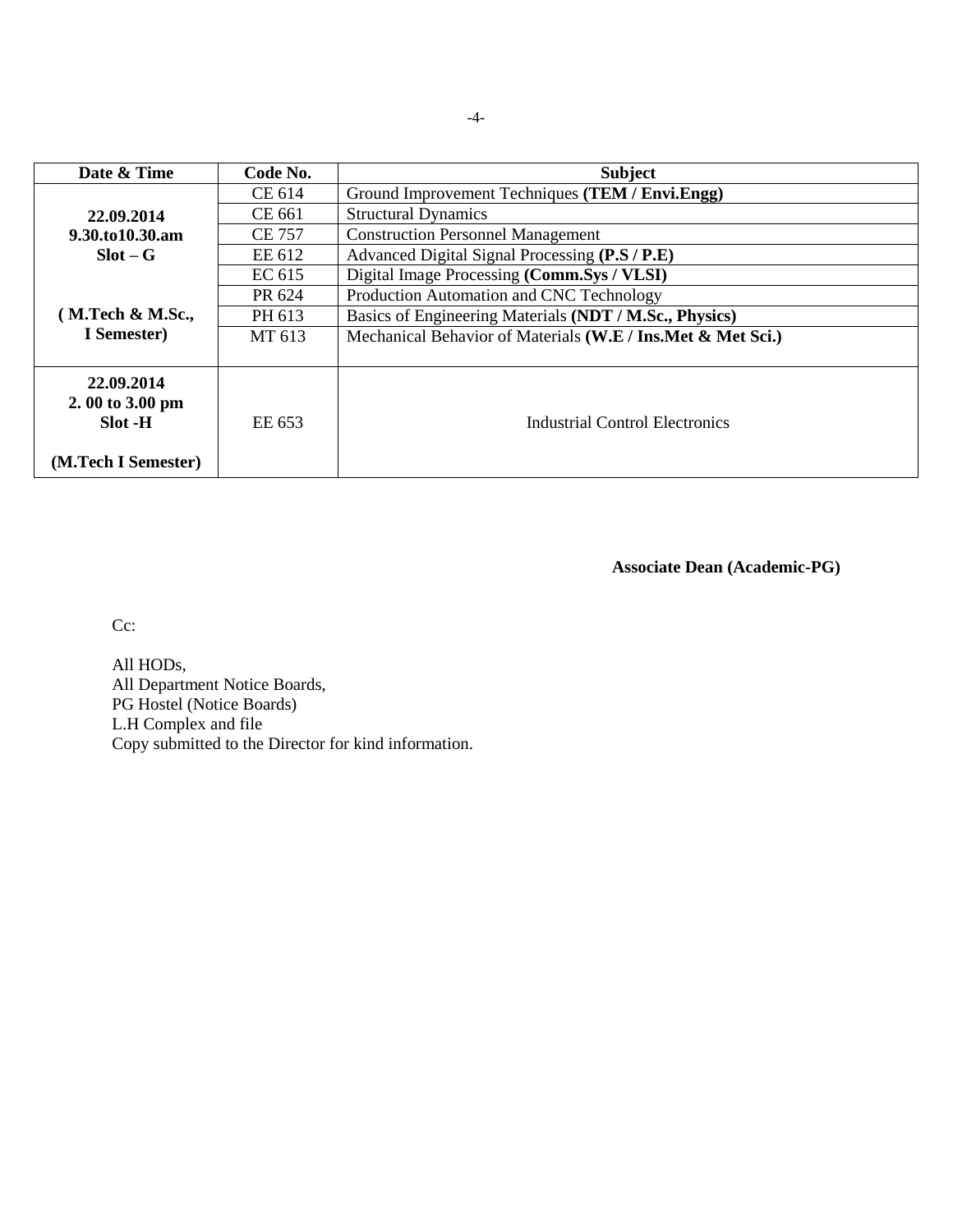| Date & Time | Code No. | Subject |
|---|---|---|
| **22.09.2014 9.30.to10.30.am Slot – G ( M.Tech & M.Sc., I Semester)** | CE 614 | Ground Improvement Techniques **(TEM / Envi.Engg)** |
| | CE 661 | Structural Dynamics |
| | CE 757 | Construction Personnel Management |
| | EE 612 | Advanced Digital Signal Processing **(P.S / P.E)** |
| | EC 615 | Digital Image Processing **(Comm.Sys / VLSI)** |
| | PR 624 | Production Automation and CNC Technology |
| | PH 613 | Basics of Engineering Materials **(NDT / M.Sc., Physics)** |
| | MT 613 | Mechanical Behavior of Materials **(W.E / Ins.Met & Met Sci.)** |
| **22.09.2014 2. 00 to 3.00 pm Slot -H (M.Tech I Semester)** | EE 653 | Industrial Control Electronics |

**Associate Dean (Academic-PG)**

Cc:

All HODs,
All Department Notice Boards,
PG Hostel (Notice Boards)
L.H Complex and file
Copy submitted to the Director for kind information.